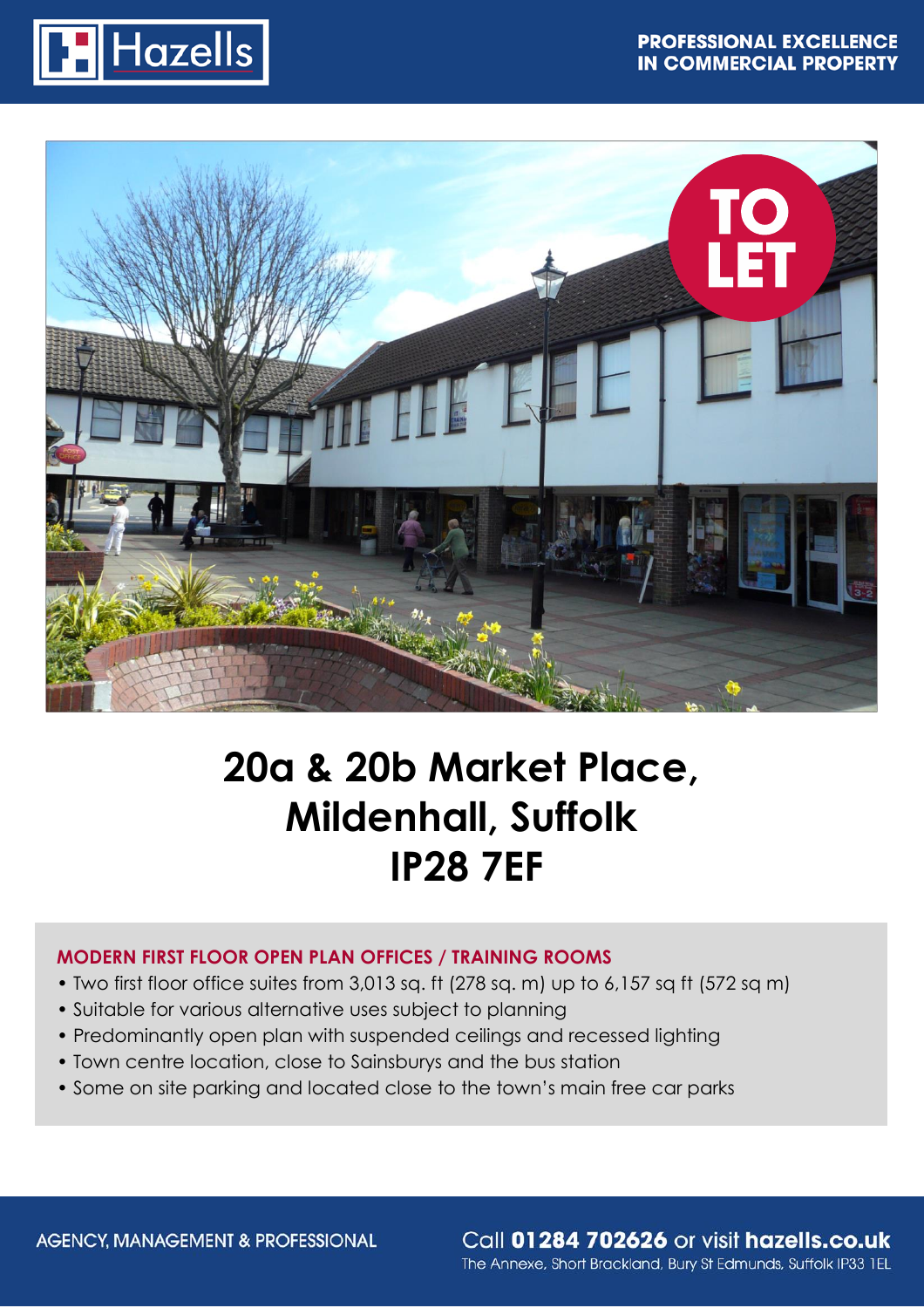Hazells

PROFESSIONAL EXCELLENCE IN COMMERCIAL PROPERTY

TO LET

# 20a & 20b Market Place, Mildenhall, Suffolk IP28 7EF

## MODERN FIRST FLOOR OPEN PLAN OFFICES / TRAINING ROOMS

- Two first floor office suites from 3,013 sq. ft (278 sq. m) up to 6,157 sq ft (572 sq m)
- Suitable for various alternative uses subject to planning
- Predominantly open plan with suspended ceilings and recessed lighting
- Town centre location, close to Sainsburys and the bus station
- Some on site parking and located close to the town's main free car parks

AGENCY, MANAGEMENT & PROFESSIONAL

Call **01284 702626** or visit **hazells.co.uk**

The Annexe, Short Brackland, Bury St Edmunds, Suffolk IP33 1EL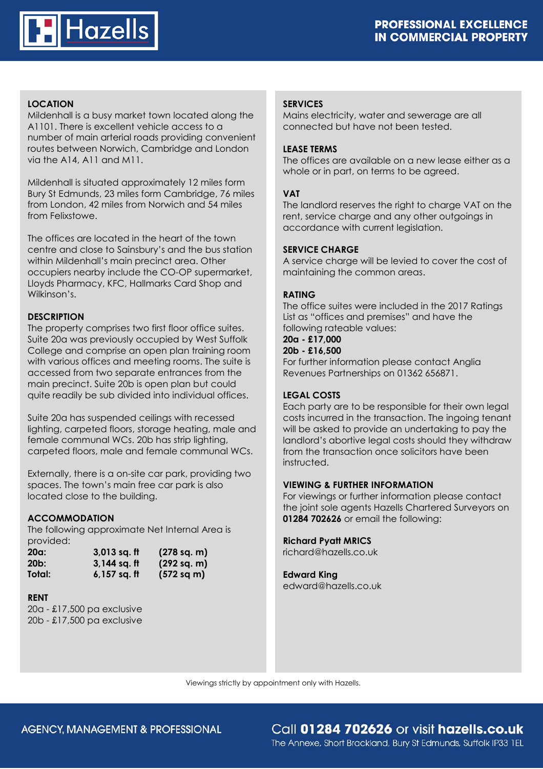## LOCATION

Mildenhall is a busy market town located along the A1101. There is excellent vehicle access to a number of main arterial roads providing convenient routes between Norwich, Cambridge and London via the A14, A11 and M11.

Mildenhall is situated approximately 12 miles form Bury St Edmunds, 23 miles form Cambridge, 76 miles from London, 42 miles from Norwich and 54 miles from Felixstowe.

The offices are located in the heart of the town centre and close to Sainsbury's and the bus station within Mildenhall's main precinct area. Other occupiers nearby include the CO-OP supermarket, Lloyds Pharmacy, KFC, Hallmarks Card Shop and Wilkinson's.

## DESCRIPTION

The property comprises two first floor office suites. Suite 20a was previously occupied by West Suffolk College and comprise an open plan training room with various offices and meeting rooms. The suite is accessed from two separate entrances from the main precinct. Suite 20b is open plan but could quite readily be sub divided into individual offices.

Suite 20a has suspended ceilings with recessed lighting, carpeted floors, storage heating, male and female communal WCs. 20b has strip lighting, carpeted floors, male and female communal WCs.

Externally, there is a on-site car park, providing two spaces. The town's main free car park is also located close to the building.

## ACCOMMODATION

The following approximate Net Internal Area is provided:

| | | |
|---|---|---|
| **20a:** | **3,013 sq. ft** | **(278 sq. m)** |
| **20b:** | **3,144 sq. ft** | **(292 sq. m)** |
| **Total:** | **6,157 sq. ft** | **(572 sq m)** |

## RENT

20a - £17,500 pa exclusive
20b - £17,500 pa exclusive

## SERVICES

Mains electricity, water and sewerage are all connected but have not been tested.

## LEASE TERMS

The offices are available on a new lease either as a whole or in part, on terms to be agreed.

## VAT

The landlord reserves the right to charge VAT on the rent, service charge and any other outgoings in accordance with current legislation.

## SERVICE CHARGE

A service charge will be levied to cover the cost of maintaining the common areas.

## RATING

The office suites were included in the 2017 Ratings List as "offices and premises" and have the following rateable values:

**20a - £17,000**
**20b - £16,500**

For further information please contact Anglia Revenues Partnerships on 01362 656871.

## LEGAL COSTS

Each party are to be responsible for their own legal costs incurred in the transaction. The ingoing tenant will be asked to provide an undertaking to pay the landlord's abortive legal costs should they withdraw from the transaction once solicitors have been instructed.

## VIEWING & FURTHER INFORMATION

For viewings or further information please contact the joint sole agents Hazells Chartered Surveyors on **01284 702626** or email the following:

**Richard Pyatt MRICS**
richard@hazells.co.uk

**Edward King**
edward@hazells.co.uk

Viewings strictly by appointment only with Hazells.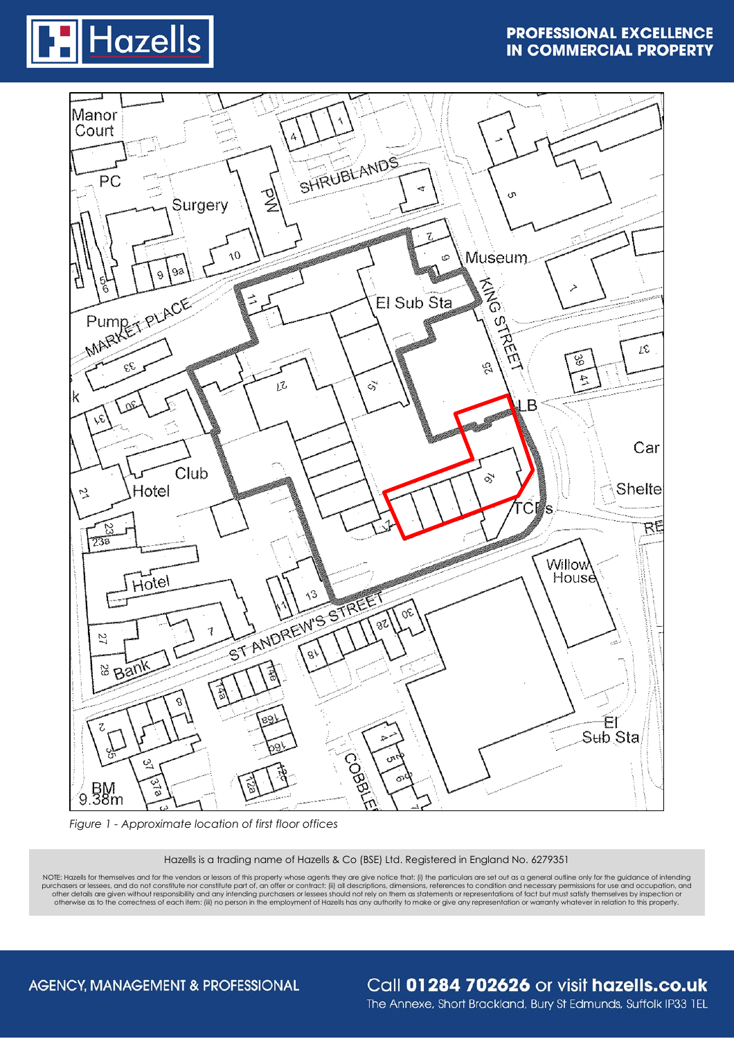Figure 1 - Approximate location of first floor offices

Hazells is a trading name of Hazells & Co (BSE) Ltd. Registered in England No. 6279351

NOTE: Hazells for themselves and for the vendors or lessors of this property whose agents they are give notice that: (i) the particulars are set out as a general outline only for the guidance of intending purchasers or lessees, and do not constitute nor constitute part of, an offer or contract: (ii) all descriptions, dimensions, references to condition and necessary permissions for use and occupation, and other details are given without responsibility and any intending purchasers or lessees should not rely on them as statements or representations of fact but must satisfy themselves by inspection or otherwise as to the correctness of each item: (iii) no person in the employment of Hazells has any authority to make or give any representation or warranty whatever in relation to this property.